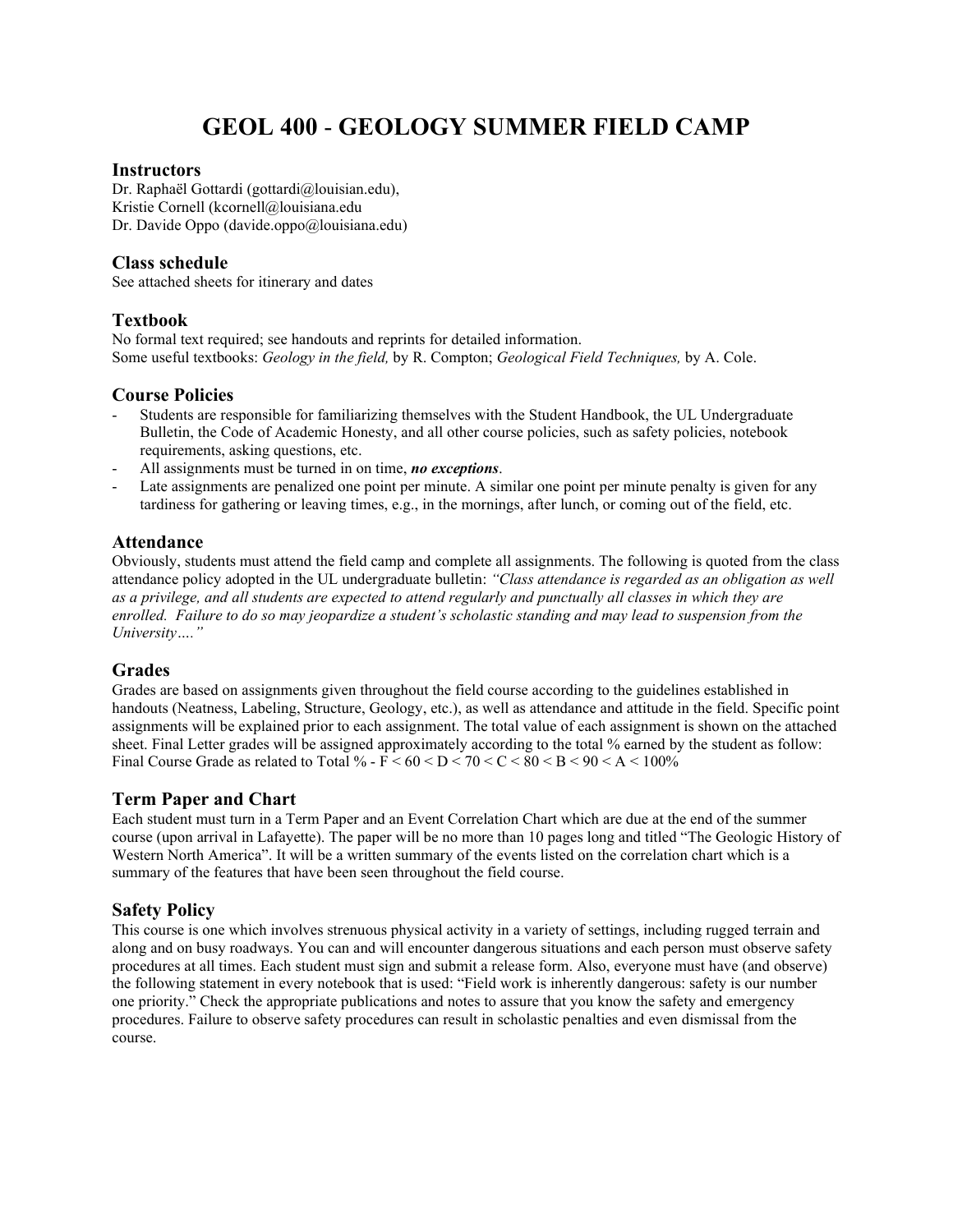# GEOL 400 - GEOLOGY SUMMER FIELD CAMP

## Instructors

Dr. Raphaël Gottardi (gottardi@louisian.edu),
Kristie Cornell (kcornell@louisiana.edu
Dr. Davide Oppo (davide.oppo@louisiana.edu)

## Class schedule

See attached sheets for itinerary and dates

## Textbook

No formal text required; see handouts and reprints for detailed information.
Some useful textbooks: *Geology in the field,* by R. Compton; *Geological Field Techniques,* by A. Cole.

## Course Policies

- Students are responsible for familiarizing themselves with the Student Handbook, the UL Undergraduate Bulletin, the Code of Academic Honesty, and all other course policies, such as safety policies, notebook requirements, asking questions, etc.
- All assignments must be turned in on time, ***no exceptions***.
- Late assignments are penalized one point per minute. A similar one point per minute penalty is given for any tardiness for gathering or leaving times, e.g., in the mornings, after lunch, or coming out of the field, etc.

## Attendance

Obviously, students must attend the field camp and complete all assignments. The following is quoted from the class attendance policy adopted in the UL undergraduate bulletin: *"Class attendance is regarded as an obligation as well as a privilege, and all students are expected to attend regularly and punctually all classes in which they are enrolled. Failure to do so may jeopardize a student's scholastic standing and may lead to suspension from the University…."*

## Grades

Grades are based on assignments given throughout the field course according to the guidelines established in handouts (Neatness, Labeling, Structure, Geology, etc.), as well as attendance and attitude in the field. Specific point assignments will be explained prior to each assignment. The total value of each assignment is shown on the attached sheet. Final Letter grades will be assigned approximately according to the total % earned by the student as follow: Final Course Grade as related to Total % - F < 60 < D < 70 < C < 80 < B < 90 < A < 100%

## Term Paper and Chart

Each student must turn in a Term Paper and an Event Correlation Chart which are due at the end of the summer course (upon arrival in Lafayette). The paper will be no more than 10 pages long and titled "The Geologic History of Western North America". It will be a written summary of the events listed on the correlation chart which is a summary of the features that have been seen throughout the field course.

## Safety Policy

This course is one which involves strenuous physical activity in a variety of settings, including rugged terrain and along and on busy roadways. You can and will encounter dangerous situations and each person must observe safety procedures at all times. Each student must sign and submit a release form. Also, everyone must have (and observe) the following statement in every notebook that is used: "Field work is inherently dangerous: safety is our number one priority." Check the appropriate publications and notes to assure that you know the safety and emergency procedures. Failure to observe safety procedures can result in scholastic penalties and even dismissal from the course.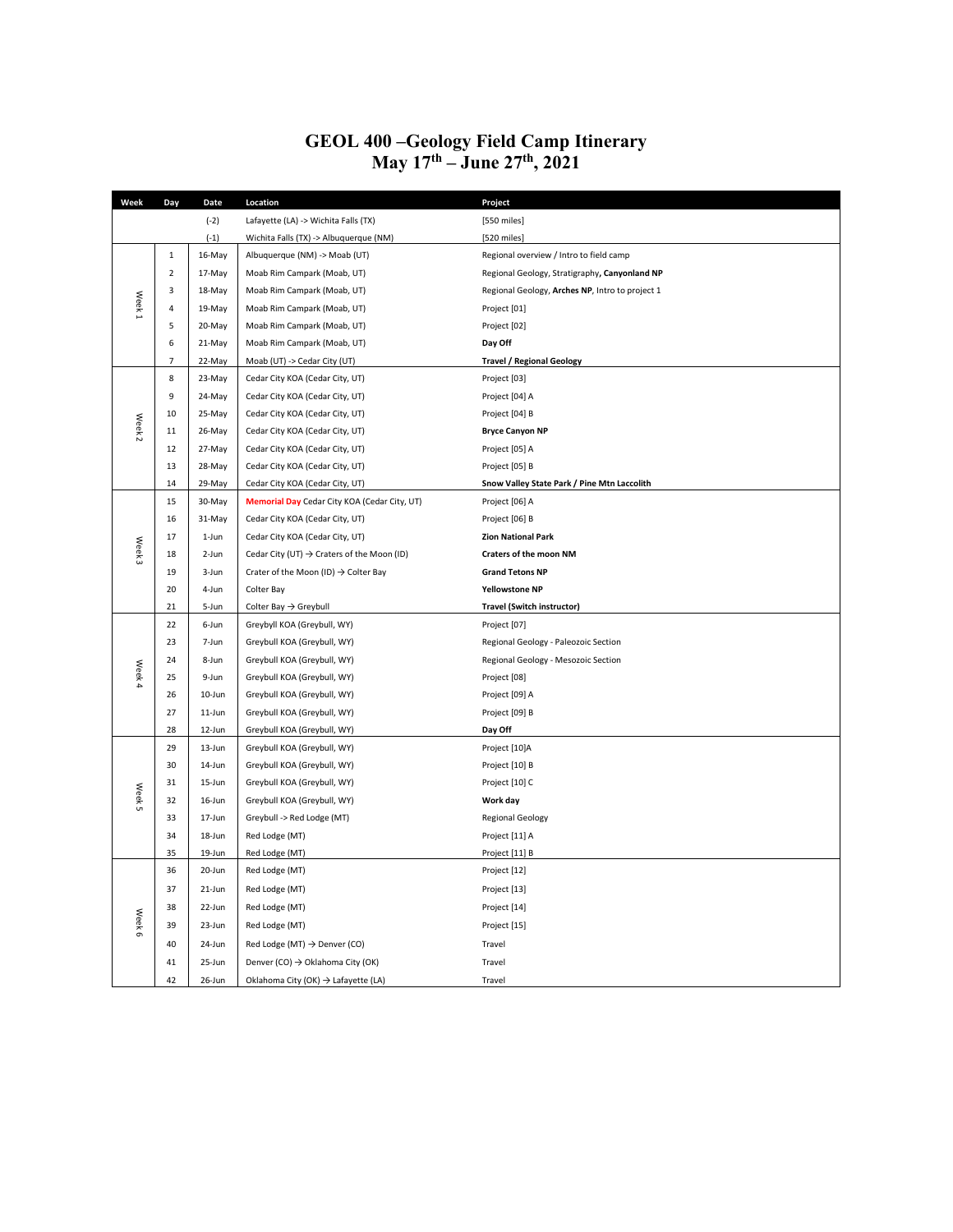# GEOL 400 –Geology Field Camp Itinerary
## May 17th – June 27th, 2021

| Week | Day | Date | Location | Project |
|---|---|---|---|---|
| | | (-2) | Lafayette (LA) -> Wichita Falls (TX) | [550 miles] |
| | | (-1) | Wichita Falls (TX) -> Albuquerque (NM) | [520 miles] |
| Week 1 | 1 | 16-May | Albuquerque (NM) -> Moab (UT) | Regional overview / Intro to field camp |
| | 2 | 17-May | Moab Rim Campark (Moab, UT) | Regional Geology, Stratigraphy, **Canyonland NP** |
| | 3 | 18-May | Moab Rim Campark (Moab, UT) | Regional Geology, **Arches NP**, Intro to project 1 |
| | 4 | 19-May | Moab Rim Campark (Moab, UT) | Project [01] |
| | 5 | 20-May | Moab Rim Campark (Moab, UT) | Project [02] |
| | 6 | 21-May | Moab Rim Campark (Moab, UT) | **Day Off** |
| | 7 | 22-May | Moab (UT) -> Cedar City (UT) | **Travel / Regional Geology** |
| Week 2 | 8 | 23-May | Cedar City KOA (Cedar City, UT) | Project [03] |
| | 9 | 24-May | Cedar City KOA (Cedar City, UT) | Project [04] A |
| | 10 | 25-May | Cedar City KOA (Cedar City, UT) | Project [04] B |
| | 11 | 26-May | Cedar City KOA (Cedar City, UT) | **Bryce Canyon NP** |
| | 12 | 27-May | Cedar City KOA (Cedar City, UT) | Project [05] A |
| | 13 | 28-May | Cedar City KOA (Cedar City, UT) | Project [05] B |
| | 14 | 29-May | Cedar City KOA (Cedar City, UT) | **Snow Valley State Park / Pine Mtn Laccolith** |
| Week 3 | 15 | 30-May | **Memorial Day** Cedar City KOA (Cedar City, UT) | Project [06] A |
| | 16 | 31-May | Cedar City KOA (Cedar City, UT) | Project [06] B |
| | 17 | 1-Jun | Cedar City KOA (Cedar City, UT) | **Zion National Park** |
| | 18 | 2-Jun | Cedar City (UT) → Craters of the Moon (ID) | **Craters of the moon NM** |
| | 19 | 3-Jun | Crater of the Moon (ID) → Colter Bay | **Grand Tetons NP** |
| | 20 | 4-Jun | Colter Bay | **Yellowstone NP** |
| | 21 | 5-Jun | Colter Bay → Greybull | **Travel (Switch instructor)** |
| Week 4 | 22 | 6-Jun | Greybyll KOA (Greybull, WY) | Project [07] |
| | 23 | 7-Jun | Greybull KOA (Greybull, WY) | Regional Geology - Paleozoic Section |
| | 24 | 8-Jun | Greybull KOA (Greybull, WY) | Regional Geology - Mesozoic Section |
| | 25 | 9-Jun | Greybull KOA (Greybull, WY) | Project [08] |
| | 26 | 10-Jun | Greybull KOA (Greybull, WY) | Project [09] A |
| | 27 | 11-Jun | Greybull KOA (Greybull, WY) | Project [09] B |
| | 28 | 12-Jun | Greybull KOA (Greybull, WY) | **Day Off** |
| Week 5 | 29 | 13-Jun | Greybull KOA (Greybull, WY) | Project [10]A |
| | 30 | 14-Jun | Greybull KOA (Greybull, WY) | Project [10] B |
| | 31 | 15-Jun | Greybull KOA (Greybull, WY) | Project [10] C |
| | 32 | 16-Jun | Greybull KOA (Greybull, WY) | **Work day** |
| | 33 | 17-Jun | Greybull -> Red Lodge (MT) | Regional Geology |
| | 34 | 18-Jun | Red Lodge (MT) | Project [11] A |
| | 35 | 19-Jun | Red Lodge (MT) | Project [11] B |
| Week 6 | 36 | 20-Jun | Red Lodge (MT) | Project [12] |
| | 37 | 21-Jun | Red Lodge (MT) | Project [13] |
| | 38 | 22-Jun | Red Lodge (MT) | Project [14] |
| | 39 | 23-Jun | Red Lodge (MT) | Project [15] |
| | 40 | 24-Jun | Red Lodge (MT) → Denver (CO) | Travel |
| | 41 | 25-Jun | Denver (CO) → Oklahoma City (OK) | Travel |
| | 42 | 26-Jun | Oklahoma City (OK) → Lafayette (LA) | Travel |